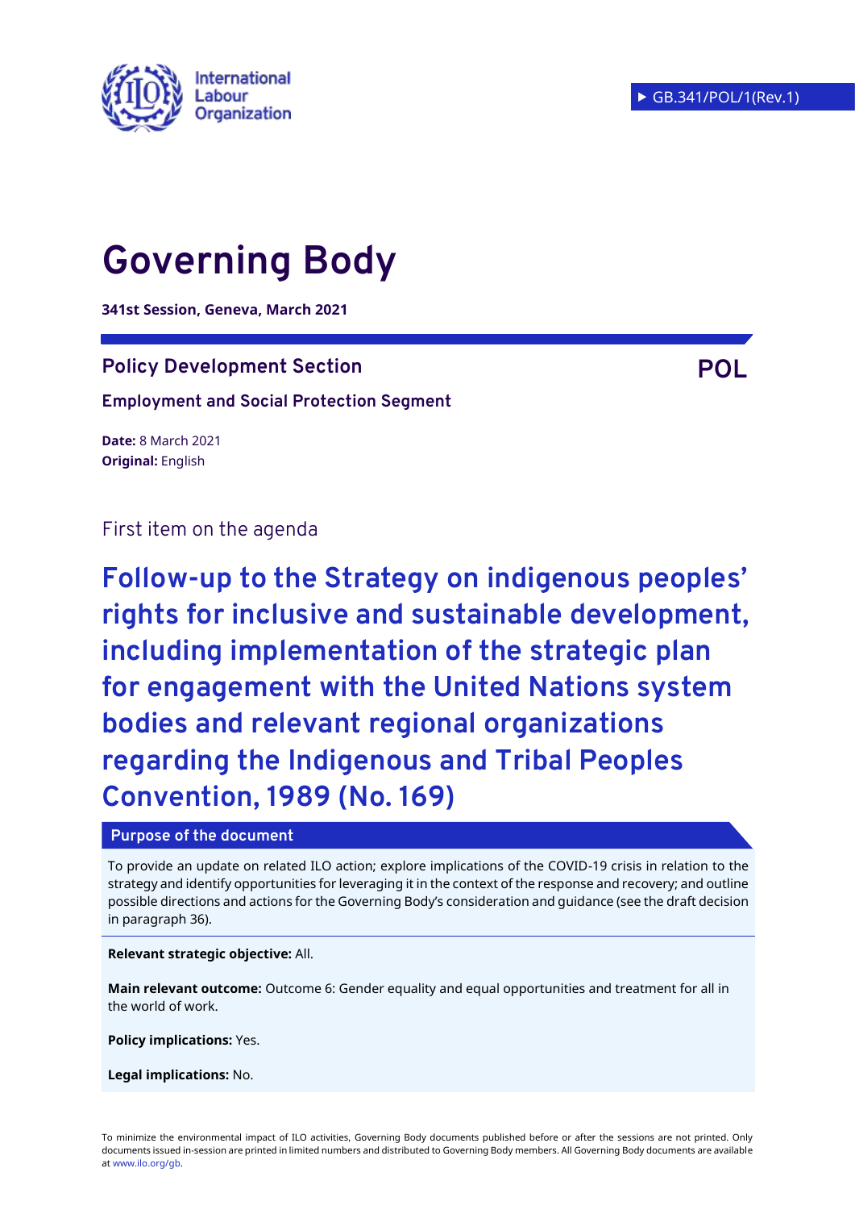International Labour Organization

► GB.341/POL/1(Rev.1)

# Governing Body

**341st Session, Geneva, March 2021**

## Policy Development Section

**POL**

**Employment and Social Protection Segment**

**Date:** 8 March 2021
**Original:** English

First item on the agenda

# Follow-up to the Strategy on indigenous peoples' rights for inclusive and sustainable development, including implementation of the strategic plan for engagement with the United Nations system bodies and relevant regional organizations regarding the Indigenous and Tribal Peoples Convention, 1989 (No. 169)

**Purpose of the document**

To provide an update on related ILO action; explore implications of the COVID-19 crisis in relation to the strategy and identify opportunities for leveraging it in the context of the response and recovery; and outline possible directions and actions for the Governing Body's consideration and guidance (see the draft decision in paragraph 36).

**Relevant strategic objective:** All.

**Main relevant outcome:** Outcome 6: Gender equality and equal opportunities and treatment for all in the world of work.

**Policy implications:** Yes.

**Legal implications:** No.

To minimize the environmental impact of ILO activities, Governing Body documents published before or after the sessions are not printed. Only documents issued in-session are printed in limited numbers and distributed to Governing Body members. All Governing Body documents are available at www.ilo.org/gb.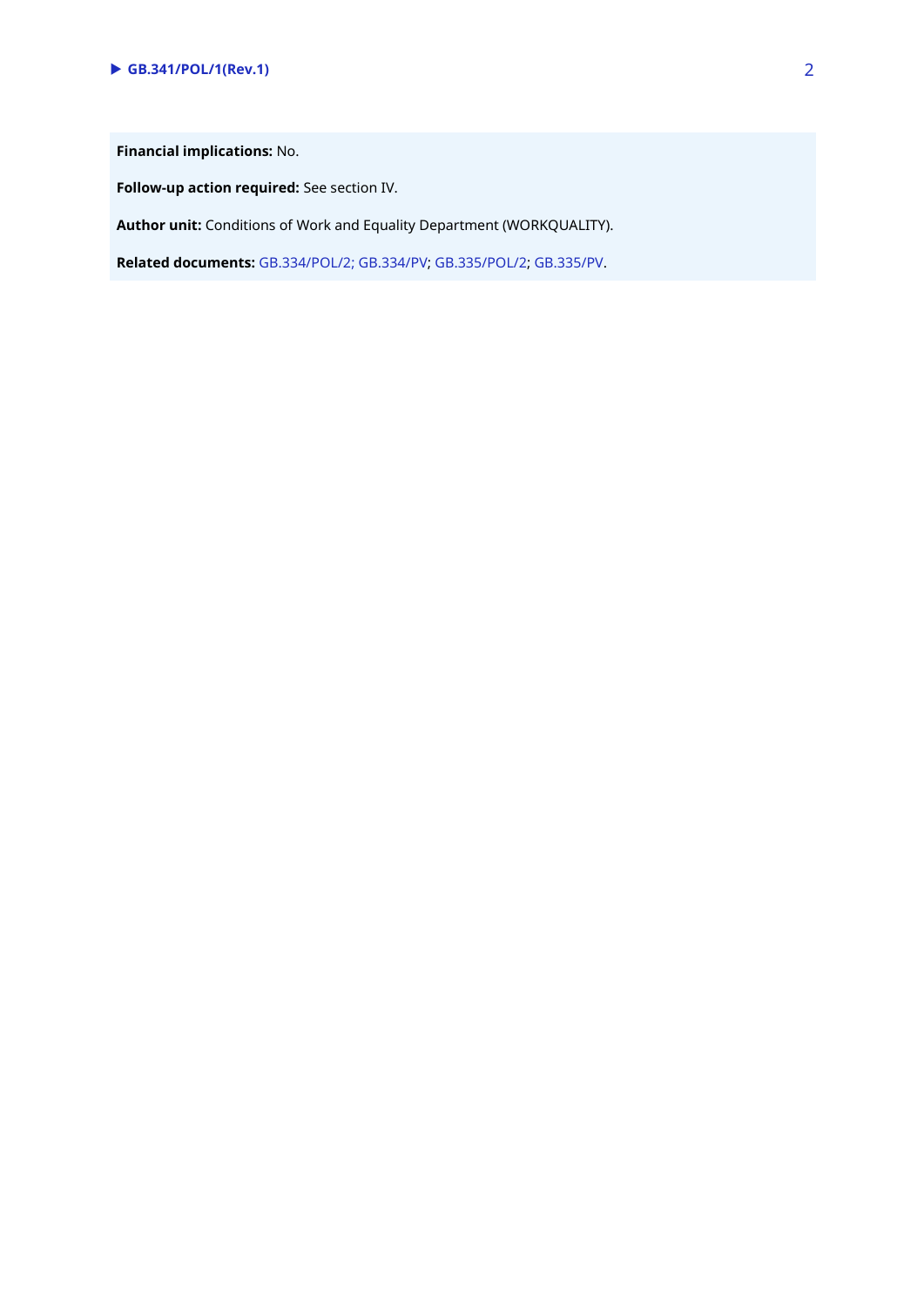**Financial implications:** No.

**Follow-up action required:** See section IV.

**Author unit:** Conditions of Work and Equality Department (WORKQUALITY).

**Related documents:** GB.334/POL/2; GB.334/PV; GB.335/POL/2; GB.335/PV.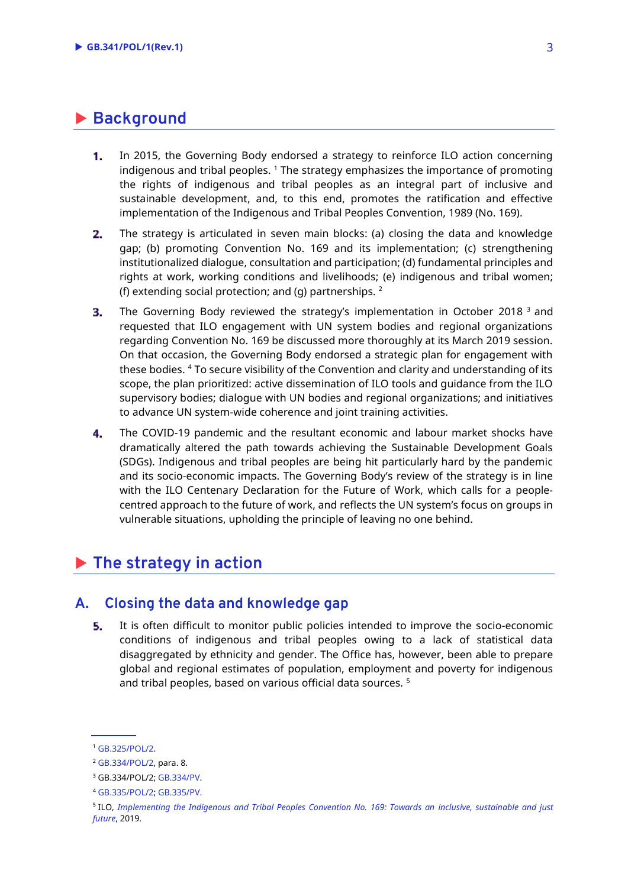# Background

1. In 2015, the Governing Body endorsed a strategy to reinforce ILO action concerning indigenous and tribal peoples. [1] The strategy emphasizes the importance of promoting the rights of indigenous and tribal peoples as an integral part of inclusive and sustainable development, and, to this end, promotes the ratification and effective implementation of the Indigenous and Tribal Peoples Convention, 1989 (No. 169).

2. The strategy is articulated in seven main blocks: (a) closing the data and knowledge gap; (b) promoting Convention No. 169 and its implementation; (c) strengthening institutionalized dialogue, consultation and participation; (d) fundamental principles and rights at work, working conditions and livelihoods; (e) indigenous and tribal women; (f) extending social protection; and (g) partnerships. [2]

3. The Governing Body reviewed the strategy's implementation in October 2018 [3] and requested that ILO engagement with UN system bodies and regional organizations regarding Convention No. 169 be discussed more thoroughly at its March 2019 session. On that occasion, the Governing Body endorsed a strategic plan for engagement with these bodies. [4] To secure visibility of the Convention and clarity and understanding of its scope, the plan prioritized: active dissemination of ILO tools and guidance from the ILO supervisory bodies; dialogue with UN bodies and regional organizations; and initiatives to advance UN system-wide coherence and joint training activities.

4. The COVID-19 pandemic and the resultant economic and labour market shocks have dramatically altered the path towards achieving the Sustainable Development Goals (SDGs). Indigenous and tribal peoples are being hit particularly hard by the pandemic and its socio-economic impacts. The Governing Body's review of the strategy is in line with the ILO Centenary Declaration for the Future of Work, which calls for a people-centred approach to the future of work, and reflects the UN system's focus on groups in vulnerable situations, upholding the principle of leaving no one behind.

# The strategy in action

## A. Closing the data and knowledge gap

5. It is often difficult to monitor public policies intended to improve the socio-economic conditions of indigenous and tribal peoples owing to a lack of statistical data disaggregated by ethnicity and gender. The Office has, however, been able to prepare global and regional estimates of population, employment and poverty for indigenous and tribal peoples, based on various official data sources. [5]

---

[1] GB.325/POL/2.

[2] GB.334/POL/2, para. 8.

[3] GB.334/POL/2; GB.334/PV.

[4] GB.335/POL/2; GB.335/PV.

[5] ILO, *Implementing the Indigenous and Tribal Peoples Convention No. 169: Towards an inclusive, sustainable and just future*, 2019.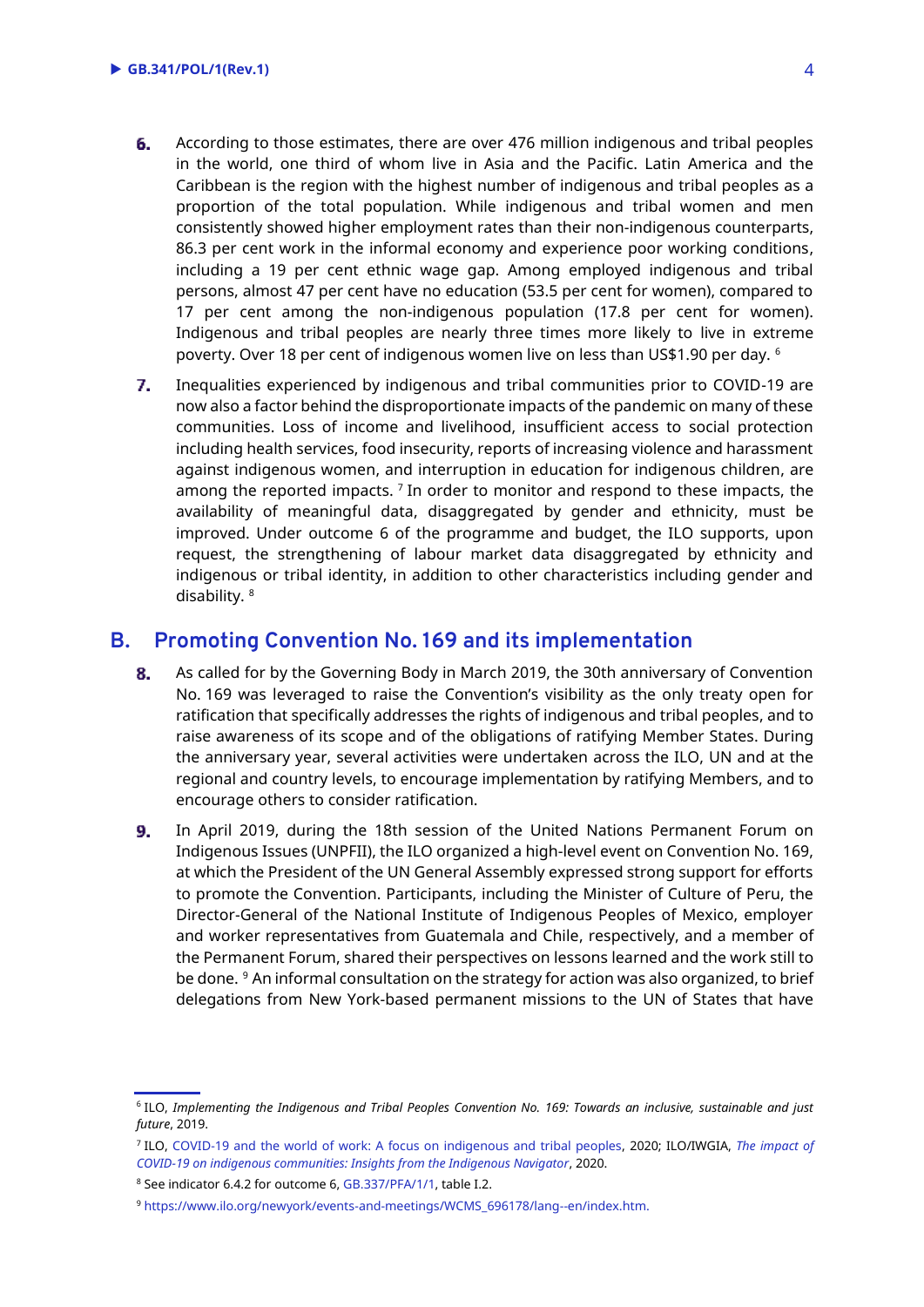6. According to those estimates, there are over 476 million indigenous and tribal peoples in the world, one third of whom live in Asia and the Pacific. Latin America and the Caribbean is the region with the highest number of indigenous and tribal peoples as a proportion of the total population. While indigenous and tribal women and men consistently showed higher employment rates than their non-indigenous counterparts, 86.3 per cent work in the informal economy and experience poor working conditions, including a 19 per cent ethnic wage gap. Among employed indigenous and tribal persons, almost 47 per cent have no education (53.5 per cent for women), compared to 17 per cent among the non-indigenous population (17.8 per cent for women). Indigenous and tribal peoples are nearly three times more likely to live in extreme poverty. Over 18 per cent of indigenous women live on less than US$1.90 per day. [6]

7. Inequalities experienced by indigenous and tribal communities prior to COVID-19 are now also a factor behind the disproportionate impacts of the pandemic on many of these communities. Loss of income and livelihood, insufficient access to social protection including health services, food insecurity, reports of increasing violence and harassment against indigenous women, and interruption in education for indigenous children, are among the reported impacts. [7] In order to monitor and respond to these impacts, the availability of meaningful data, disaggregated by gender and ethnicity, must be improved. Under outcome 6 of the programme and budget, the ILO supports, upon request, the strengthening of labour market data disaggregated by ethnicity and indigenous or tribal identity, in addition to other characteristics including gender and disability. [8]

## B. Promoting Convention No. 169 and its implementation

8. As called for by the Governing Body in March 2019, the 30th anniversary of Convention No. 169 was leveraged to raise the Convention's visibility as the only treaty open for ratification that specifically addresses the rights of indigenous and tribal peoples, and to raise awareness of its scope and of the obligations of ratifying Member States. During the anniversary year, several activities were undertaken across the ILO, UN and at the regional and country levels, to encourage implementation by ratifying Members, and to encourage others to consider ratification.

9. In April 2019, during the 18th session of the United Nations Permanent Forum on Indigenous Issues (UNPFII), the ILO organized a high-level event on Convention No. 169, at which the President of the UN General Assembly expressed strong support for efforts to promote the Convention. Participants, including the Minister of Culture of Peru, the Director-General of the National Institute of Indigenous Peoples of Mexico, employer and worker representatives from Guatemala and Chile, respectively, and a member of the Permanent Forum, shared their perspectives on lessons learned and the work still to be done. [9] An informal consultation on the strategy for action was also organized, to brief delegations from New York-based permanent missions to the UN of States that have

---

[6] ILO, *Implementing the Indigenous and Tribal Peoples Convention No. 169: Towards an inclusive, sustainable and just future*, 2019.

[7] ILO, COVID-19 and the world of work: A focus on indigenous and tribal peoples, 2020; ILO/IWGIA, *The impact of COVID-19 on indigenous communities: Insights from the Indigenous Navigator*, 2020.

[8] See indicator 6.4.2 for outcome 6, GB.337/PFA/1/1, table I.2.

[9] https://www.ilo.org/newyork/events-and-meetings/WCMS_696178/lang--en/index.htm.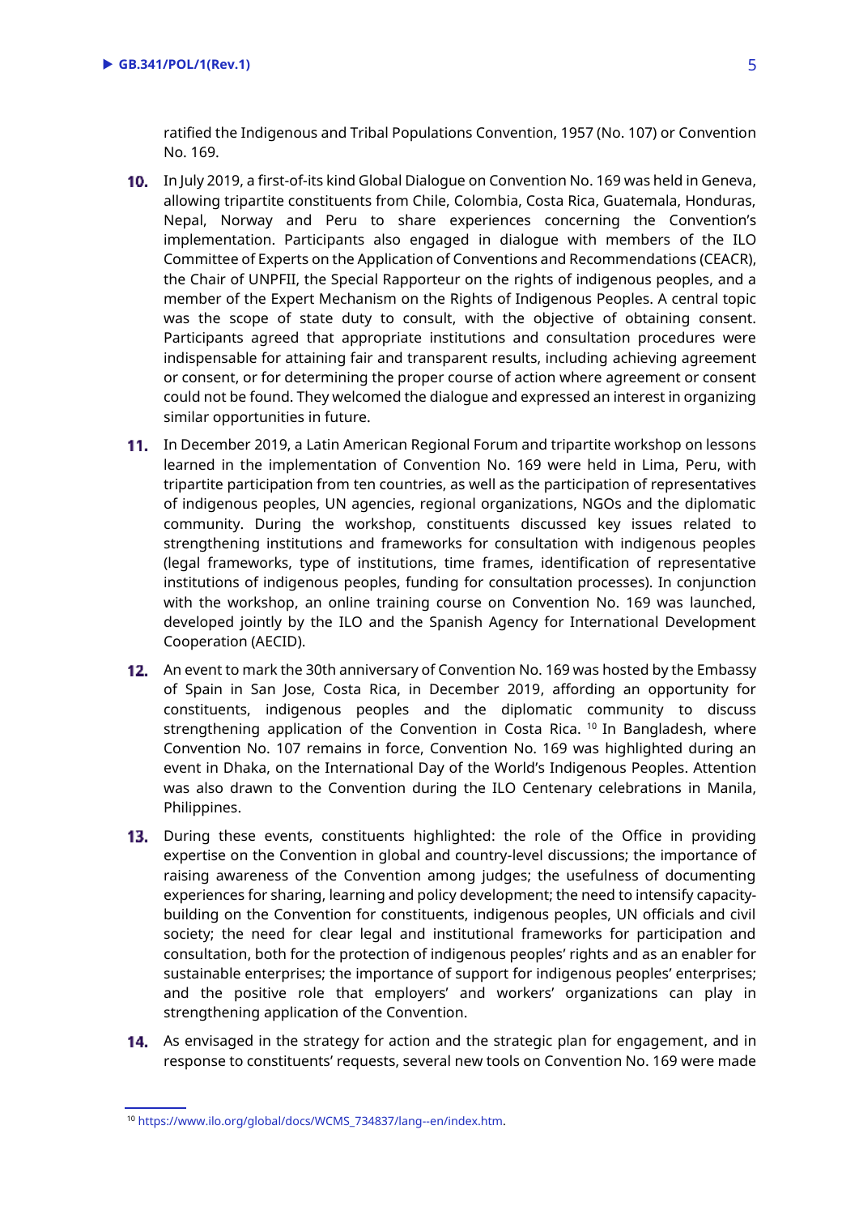ratified the Indigenous and Tribal Populations Convention, 1957 (No. 107) or Convention No. 169.

**10.** In July 2019, a first-of-its kind Global Dialogue on Convention No. 169 was held in Geneva, allowing tripartite constituents from Chile, Colombia, Costa Rica, Guatemala, Honduras, Nepal, Norway and Peru to share experiences concerning the Convention's implementation. Participants also engaged in dialogue with members of the ILO Committee of Experts on the Application of Conventions and Recommendations (CEACR), the Chair of UNPFII, the Special Rapporteur on the rights of indigenous peoples, and a member of the Expert Mechanism on the Rights of Indigenous Peoples. A central topic was the scope of state duty to consult, with the objective of obtaining consent. Participants agreed that appropriate institutions and consultation procedures were indispensable for attaining fair and transparent results, including achieving agreement or consent, or for determining the proper course of action where agreement or consent could not be found. They welcomed the dialogue and expressed an interest in organizing similar opportunities in future.

**11.** In December 2019, a Latin American Regional Forum and tripartite workshop on lessons learned in the implementation of Convention No. 169 were held in Lima, Peru, with tripartite participation from ten countries, as well as the participation of representatives of indigenous peoples, UN agencies, regional organizations, NGOs and the diplomatic community. During the workshop, constituents discussed key issues related to strengthening institutions and frameworks for consultation with indigenous peoples (legal frameworks, type of institutions, time frames, identification of representative institutions of indigenous peoples, funding for consultation processes). In conjunction with the workshop, an online training course on Convention No. 169 was launched, developed jointly by the ILO and the Spanish Agency for International Development Cooperation (AECID).

**12.** An event to mark the 30th anniversary of Convention No. 169 was hosted by the Embassy of Spain in San Jose, Costa Rica, in December 2019, affording an opportunity for constituents, indigenous peoples and the diplomatic community to discuss strengthening application of the Convention in Costa Rica. [10] In Bangladesh, where Convention No. 107 remains in force, Convention No. 169 was highlighted during an event in Dhaka, on the International Day of the World's Indigenous Peoples. Attention was also drawn to the Convention during the ILO Centenary celebrations in Manila, Philippines.

**13.** During these events, constituents highlighted: the role of the Office in providing expertise on the Convention in global and country-level discussions; the importance of raising awareness of the Convention among judges; the usefulness of documenting experiences for sharing, learning and policy development; the need to intensify capacity-building on the Convention for constituents, indigenous peoples, UN officials and civil society; the need for clear legal and institutional frameworks for participation and consultation, both for the protection of indigenous peoples' rights and as an enabler for sustainable enterprises; the importance of support for indigenous peoples' enterprises; and the positive role that employers' and workers' organizations can play in strengthening application of the Convention.

**14.** As envisaged in the strategy for action and the strategic plan for engagement, and in response to constituents' requests, several new tools on Convention No. 169 were made

[10] https://www.ilo.org/global/docs/WCMS_734837/lang--en/index.htm.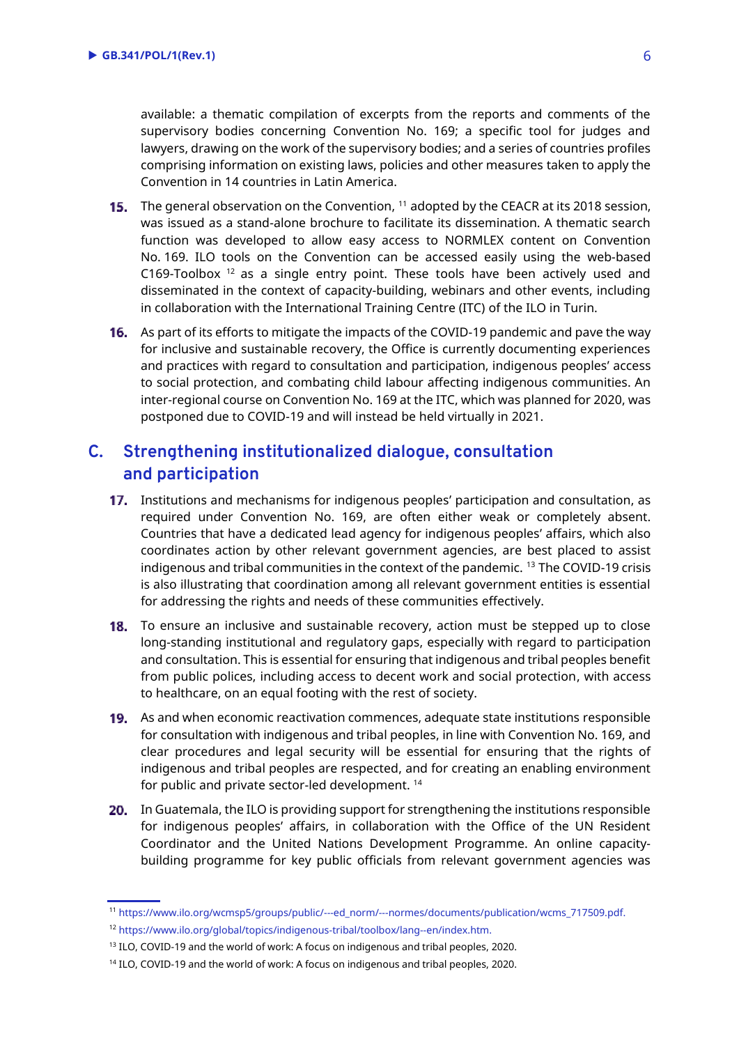available: a thematic compilation of excerpts from the reports and comments of the supervisory bodies concerning Convention No. 169; a specific tool for judges and lawyers, drawing on the work of the supervisory bodies; and a series of countries profiles comprising information on existing laws, policies and other measures taken to apply the Convention in 14 countries in Latin America.

**15.** The general observation on the Convention, [11] adopted by the CEACR at its 2018 session, was issued as a stand-alone brochure to facilitate its dissemination. A thematic search function was developed to allow easy access to NORMLEX content on Convention No. 169. ILO tools on the Convention can be accessed easily using the web-based C169-Toolbox [12] as a single entry point. These tools have been actively used and disseminated in the context of capacity-building, webinars and other events, including in collaboration with the International Training Centre (ITC) of the ILO in Turin.

**16.** As part of its efforts to mitigate the impacts of the COVID-19 pandemic and pave the way for inclusive and sustainable recovery, the Office is currently documenting experiences and practices with regard to consultation and participation, indigenous peoples' access to social protection, and combating child labour affecting indigenous communities. An inter-regional course on Convention No. 169 at the ITC, which was planned for 2020, was postponed due to COVID-19 and will instead be held virtually in 2021.

## C. Strengthening institutionalized dialogue, consultation and participation

**17.** Institutions and mechanisms for indigenous peoples' participation and consultation, as required under Convention No. 169, are often either weak or completely absent. Countries that have a dedicated lead agency for indigenous peoples' affairs, which also coordinates action by other relevant government agencies, are best placed to assist indigenous and tribal communities in the context of the pandemic. [13] The COVID-19 crisis is also illustrating that coordination among all relevant government entities is essential for addressing the rights and needs of these communities effectively.

**18.** To ensure an inclusive and sustainable recovery, action must be stepped up to close long-standing institutional and regulatory gaps, especially with regard to participation and consultation. This is essential for ensuring that indigenous and tribal peoples benefit from public polices, including access to decent work and social protection, with access to healthcare, on an equal footing with the rest of society.

**19.** As and when economic reactivation commences, adequate state institutions responsible for consultation with indigenous and tribal peoples, in line with Convention No. 169, and clear procedures and legal security will be essential for ensuring that the rights of indigenous and tribal peoples are respected, and for creating an enabling environment for public and private sector-led development. [14]

**20.** In Guatemala, the ILO is providing support for strengthening the institutions responsible for indigenous peoples' affairs, in collaboration with the Office of the UN Resident Coordinator and the United Nations Development Programme. An online capacity-building programme for key public officials from relevant government agencies was

---

[11] https://www.ilo.org/wcmsp5/groups/public/---ed_norm/---normes/documents/publication/wcms_717509.pdf.

[12] https://www.ilo.org/global/topics/indigenous-tribal/toolbox/lang--en/index.htm.

[13] ILO, COVID-19 and the world of work: A focus on indigenous and tribal peoples, 2020.

[14] ILO, COVID-19 and the world of work: A focus on indigenous and tribal peoples, 2020.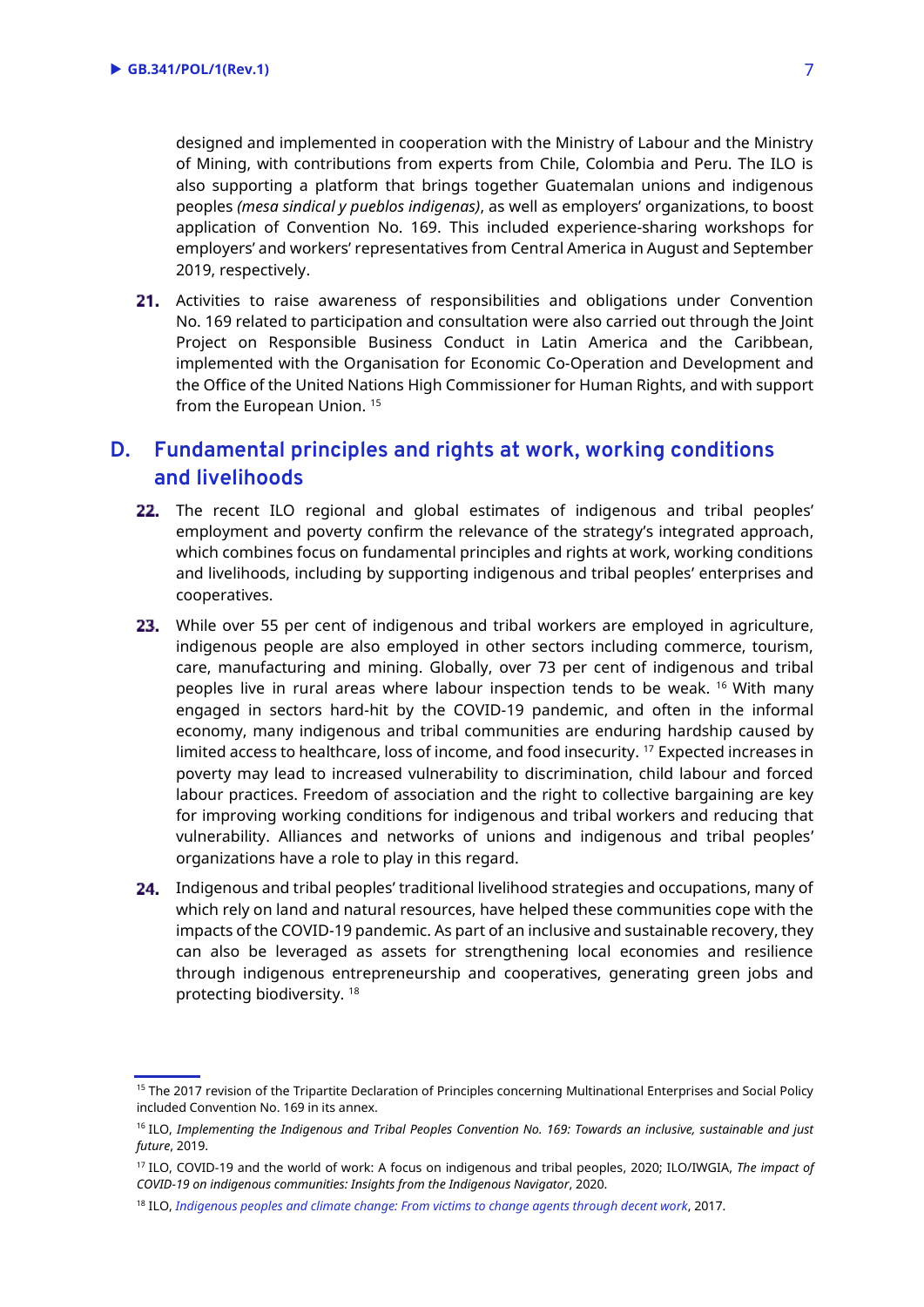designed and implemented in cooperation with the Ministry of Labour and the Ministry of Mining, with contributions from experts from Chile, Colombia and Peru. The ILO is also supporting a platform that brings together Guatemalan unions and indigenous peoples *(mesa sindical y pueblos indígenas)*, as well as employers' organizations, to boost application of Convention No. 169. This included experience-sharing workshops for employers' and workers' representatives from Central America in August and September 2019, respectively.

**21.** Activities to raise awareness of responsibilities and obligations under Convention No. 169 related to participation and consultation were also carried out through the Joint Project on Responsible Business Conduct in Latin America and the Caribbean, implemented with the Organisation for Economic Co-Operation and Development and the Office of the United Nations High Commissioner for Human Rights, and with support from the European Union. [15]

## D. Fundamental principles and rights at work, working conditions and livelihoods

**22.** The recent ILO regional and global estimates of indigenous and tribal peoples' employment and poverty confirm the relevance of the strategy's integrated approach, which combines focus on fundamental principles and rights at work, working conditions and livelihoods, including by supporting indigenous and tribal peoples' enterprises and cooperatives.

**23.** While over 55 per cent of indigenous and tribal workers are employed in agriculture, indigenous people are also employed in other sectors including commerce, tourism, care, manufacturing and mining. Globally, over 73 per cent of indigenous and tribal peoples live in rural areas where labour inspection tends to be weak. [16] With many engaged in sectors hard-hit by the COVID-19 pandemic, and often in the informal economy, many indigenous and tribal communities are enduring hardship caused by limited access to healthcare, loss of income, and food insecurity. [17] Expected increases in poverty may lead to increased vulnerability to discrimination, child labour and forced labour practices. Freedom of association and the right to collective bargaining are key for improving working conditions for indigenous and tribal workers and reducing that vulnerability. Alliances and networks of unions and indigenous and tribal peoples' organizations have a role to play in this regard.

**24.** Indigenous and tribal peoples' traditional livelihood strategies and occupations, many of which rely on land and natural resources, have helped these communities cope with the impacts of the COVID-19 pandemic. As part of an inclusive and sustainable recovery, they can also be leveraged as assets for strengthening local economies and resilience through indigenous entrepreneurship and cooperatives, generating green jobs and protecting biodiversity. [18]

---

[15] The 2017 revision of the Tripartite Declaration of Principles concerning Multinational Enterprises and Social Policy included Convention No. 169 in its annex.

[16] ILO, *Implementing the Indigenous and Tribal Peoples Convention No. 169: Towards an inclusive, sustainable and just future*, 2019.

[17] ILO, COVID-19 and the world of work: A focus on indigenous and tribal peoples, 2020; ILO/IWGIA, *The impact of COVID-19 on indigenous communities: Insights from the Indigenous Navigator*, 2020.

[18] ILO, *Indigenous peoples and climate change: From victims to change agents through decent work*, 2017.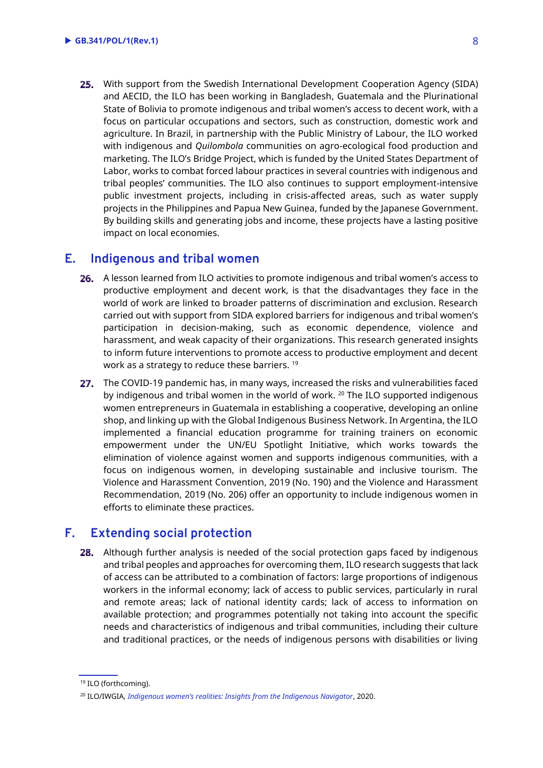25. With support from the Swedish International Development Cooperation Agency (SIDA) and AECID, the ILO has been working in Bangladesh, Guatemala and the Plurinational State of Bolivia to promote indigenous and tribal women's access to decent work, with a focus on particular occupations and sectors, such as construction, domestic work and agriculture. In Brazil, in partnership with the Public Ministry of Labour, the ILO worked with indigenous and *Quilombola* communities on agro-ecological food production and marketing. The ILO's Bridge Project, which is funded by the United States Department of Labor, works to combat forced labour practices in several countries with indigenous and tribal peoples' communities. The ILO also continues to support employment-intensive public investment projects, including in crisis-affected areas, such as water supply projects in the Philippines and Papua New Guinea, funded by the Japanese Government. By building skills and generating jobs and income, these projects have a lasting positive impact on local economies.

## E. Indigenous and tribal women

26. A lesson learned from ILO activities to promote indigenous and tribal women's access to productive employment and decent work, is that the disadvantages they face in the world of work are linked to broader patterns of discrimination and exclusion. Research carried out with support from SIDA explored barriers for indigenous and tribal women's participation in decision-making, such as economic dependence, violence and harassment, and weak capacity of their organizations. This research generated insights to inform future interventions to promote access to productive employment and decent work as a strategy to reduce these barriers. [19]

27. The COVID-19 pandemic has, in many ways, increased the risks and vulnerabilities faced by indigenous and tribal women in the world of work. [20] The ILO supported indigenous women entrepreneurs in Guatemala in establishing a cooperative, developing an online shop, and linking up with the Global Indigenous Business Network. In Argentina, the ILO implemented a financial education programme for training trainers on economic empowerment under the UN/EU Spotlight Initiative, which works towards the elimination of violence against women and supports indigenous communities, with a focus on indigenous women, in developing sustainable and inclusive tourism. The Violence and Harassment Convention, 2019 (No. 190) and the Violence and Harassment Recommendation, 2019 (No. 206) offer an opportunity to include indigenous women in efforts to eliminate these practices.

## F. Extending social protection

28. Although further analysis is needed of the social protection gaps faced by indigenous and tribal peoples and approaches for overcoming them, ILO research suggests that lack of access can be attributed to a combination of factors: large proportions of indigenous workers in the informal economy; lack of access to public services, particularly in rural and remote areas; lack of national identity cards; lack of access to information on available protection; and programmes potentially not taking into account the specific needs and characteristics of indigenous and tribal communities, including their culture and traditional practices, or the needs of indigenous persons with disabilities or living

---

[19] ILO (forthcoming).

[20] ILO/IWGIA, *Indigenous women's realities: Insights from the Indigenous Navigator*, 2020.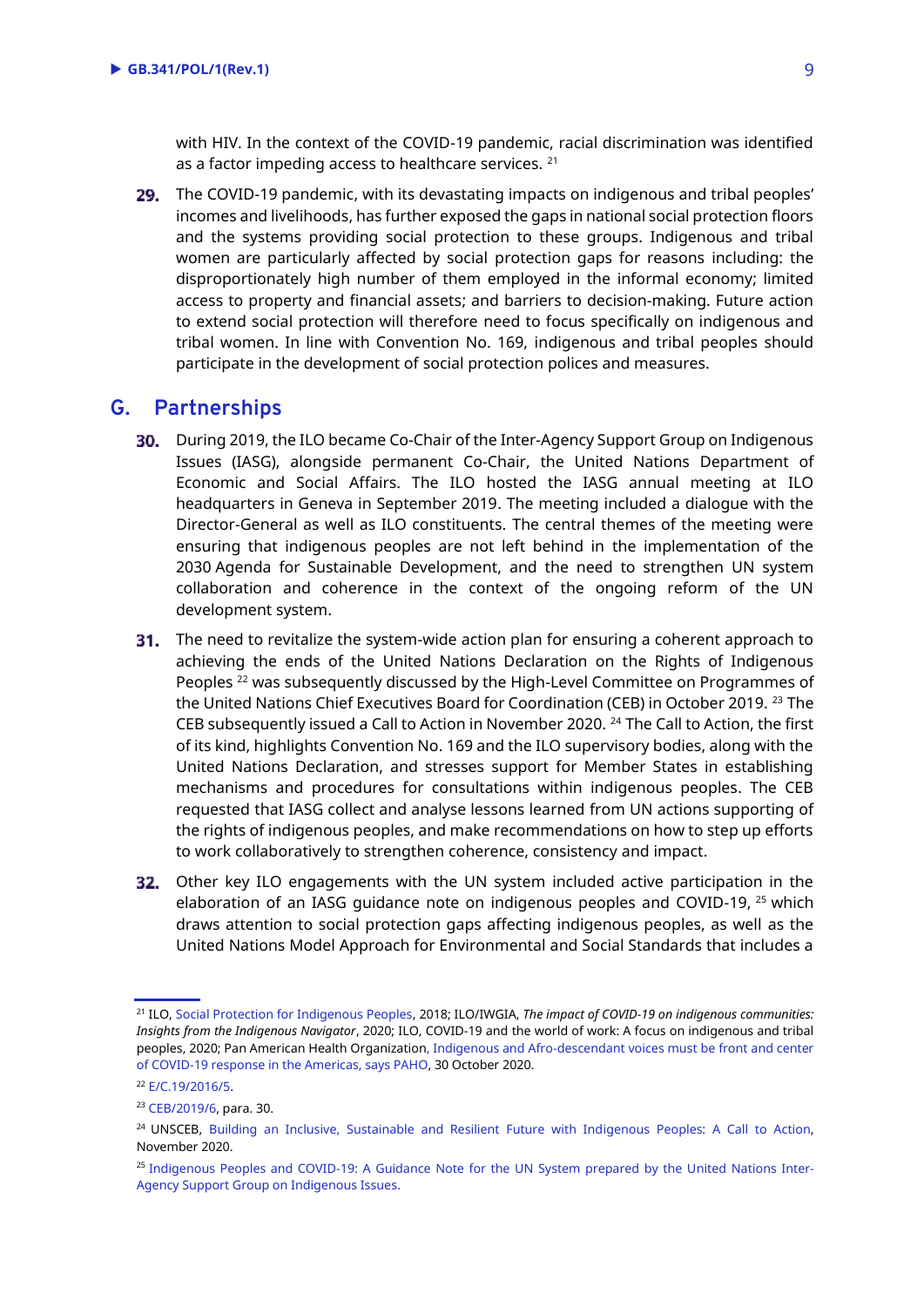with HIV. In the context of the COVID-19 pandemic, racial discrimination was identified as a factor impeding access to healthcare services. [21]

**29.** The COVID-19 pandemic, with its devastating impacts on indigenous and tribal peoples' incomes and livelihoods, has further exposed the gaps in national social protection floors and the systems providing social protection to these groups. Indigenous and tribal women are particularly affected by social protection gaps for reasons including: the disproportionately high number of them employed in the informal economy; limited access to property and financial assets; and barriers to decision-making. Future action to extend social protection will therefore need to focus specifically on indigenous and tribal women. In line with Convention No. 169, indigenous and tribal peoples should participate in the development of social protection polices and measures.

## G. Partnerships

**30.** During 2019, the ILO became Co-Chair of the Inter-Agency Support Group on Indigenous Issues (IASG), alongside permanent Co-Chair, the United Nations Department of Economic and Social Affairs. The ILO hosted the IASG annual meeting at ILO headquarters in Geneva in September 2019. The meeting included a dialogue with the Director-General as well as ILO constituents. The central themes of the meeting were ensuring that indigenous peoples are not left behind in the implementation of the 2030 Agenda for Sustainable Development, and the need to strengthen UN system collaboration and coherence in the context of the ongoing reform of the UN development system.

**31.** The need to revitalize the system-wide action plan for ensuring a coherent approach to achieving the ends of the United Nations Declaration on the Rights of Indigenous Peoples [22] was subsequently discussed by the High-Level Committee on Programmes of the United Nations Chief Executives Board for Coordination (CEB) in October 2019. [23] The CEB subsequently issued a Call to Action in November 2020. [24] The Call to Action, the first of its kind, highlights Convention No. 169 and the ILO supervisory bodies, along with the United Nations Declaration, and stresses support for Member States in establishing mechanisms and procedures for consultations within indigenous peoples. The CEB requested that IASG collect and analyse lessons learned from UN actions supporting of the rights of indigenous peoples, and make recommendations on how to step up efforts to work collaboratively to strengthen coherence, consistency and impact.

**32.** Other key ILO engagements with the UN system included active participation in the elaboration of an IASG guidance note on indigenous peoples and COVID-19, [25] which draws attention to social protection gaps affecting indigenous peoples, as well as the United Nations Model Approach for Environmental and Social Standards that includes a

---

[21] ILO, Social Protection for Indigenous Peoples, 2018; ILO/IWGIA, *The impact of COVID-19 on indigenous communities: Insights from the Indigenous Navigator*, 2020; ILO, COVID-19 and the world of work: A focus on indigenous and tribal peoples, 2020; Pan American Health Organization, Indigenous and Afro-descendant voices must be front and center of COVID-19 response in the Americas, says PAHO, 30 October 2020.

[22] E/C.19/2016/5.

[23] CEB/2019/6, para. 30.

[24] UNSCEB, Building an Inclusive, Sustainable and Resilient Future with Indigenous Peoples: A Call to Action, November 2020.

[25] Indigenous Peoples and COVID-19: A Guidance Note for the UN System prepared by the United Nations Inter-Agency Support Group on Indigenous Issues.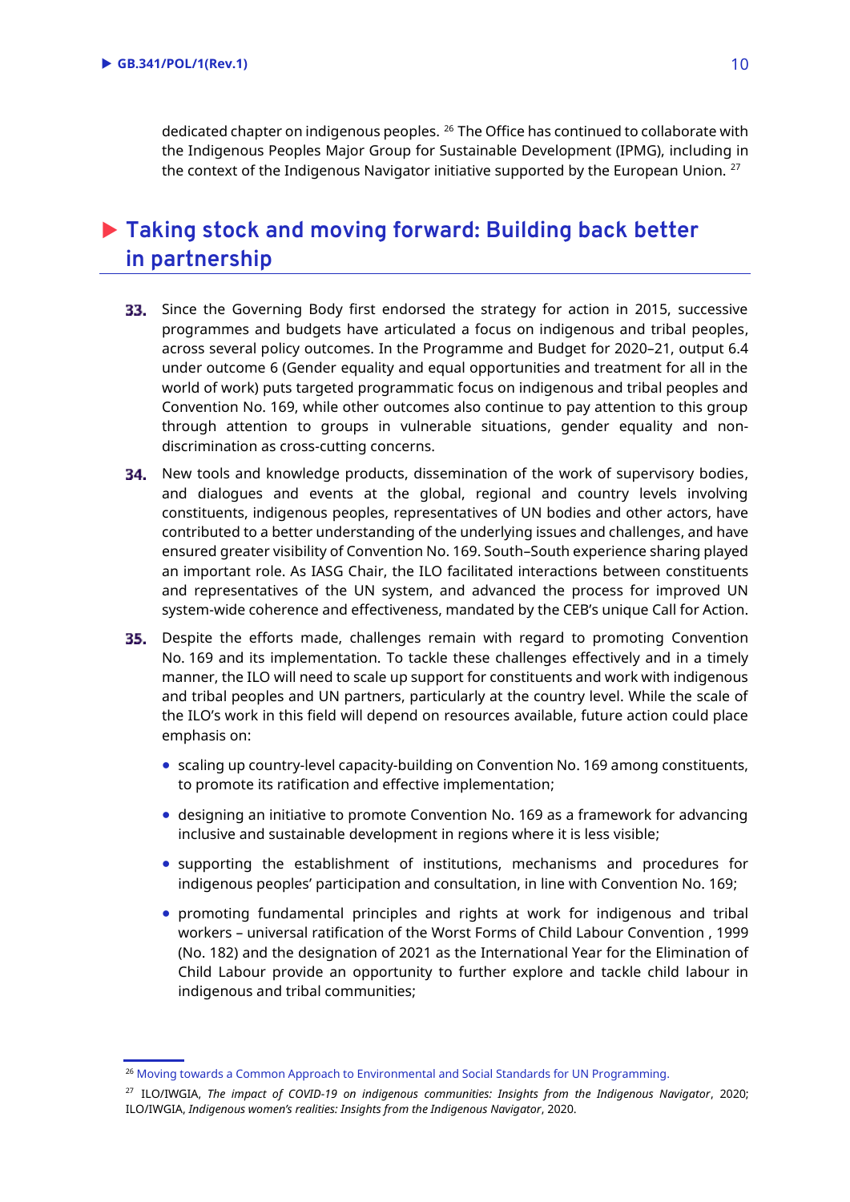dedicated chapter on indigenous peoples. [26] The Office has continued to collaborate with the Indigenous Peoples Major Group for Sustainable Development (IPMG), including in the context of the Indigenous Navigator initiative supported by the European Union. [27]

## Taking stock and moving forward: Building back better in partnership

**33.** Since the Governing Body first endorsed the strategy for action in 2015, successive programmes and budgets have articulated a focus on indigenous and tribal peoples, across several policy outcomes. In the Programme and Budget for 2020–21, output 6.4 under outcome 6 (Gender equality and equal opportunities and treatment for all in the world of work) puts targeted programmatic focus on indigenous and tribal peoples and Convention No. 169, while other outcomes also continue to pay attention to this group through attention to groups in vulnerable situations, gender equality and non-discrimination as cross-cutting concerns.

**34.** New tools and knowledge products, dissemination of the work of supervisory bodies, and dialogues and events at the global, regional and country levels involving constituents, indigenous peoples, representatives of UN bodies and other actors, have contributed to a better understanding of the underlying issues and challenges, and have ensured greater visibility of Convention No. 169. South–South experience sharing played an important role. As IASG Chair, the ILO facilitated interactions between constituents and representatives of the UN system, and advanced the process for improved UN system-wide coherence and effectiveness, mandated by the CEB's unique Call for Action.

**35.** Despite the efforts made, challenges remain with regard to promoting Convention No. 169 and its implementation. To tackle these challenges effectively and in a timely manner, the ILO will need to scale up support for constituents and work with indigenous and tribal peoples and UN partners, particularly at the country level. While the scale of the ILO's work in this field will depend on resources available, future action could place emphasis on:

- scaling up country-level capacity-building on Convention No. 169 among constituents, to promote its ratification and effective implementation;
- designing an initiative to promote Convention No. 169 as a framework for advancing inclusive and sustainable development in regions where it is less visible;
- supporting the establishment of institutions, mechanisms and procedures for indigenous peoples' participation and consultation, in line with Convention No. 169;
- promoting fundamental principles and rights at work for indigenous and tribal workers – universal ratification of the Worst Forms of Child Labour Convention , 1999 (No. 182) and the designation of 2021 as the International Year for the Elimination of Child Labour provide an opportunity to further explore and tackle child labour in indigenous and tribal communities;

---

[26] Moving towards a Common Approach to Environmental and Social Standards for UN Programming.

[27] ILO/IWGIA, *The impact of COVID-19 on indigenous communities: Insights from the Indigenous Navigator*, 2020; ILO/IWGIA, *Indigenous women's realities: Insights from the Indigenous Navigator*, 2020.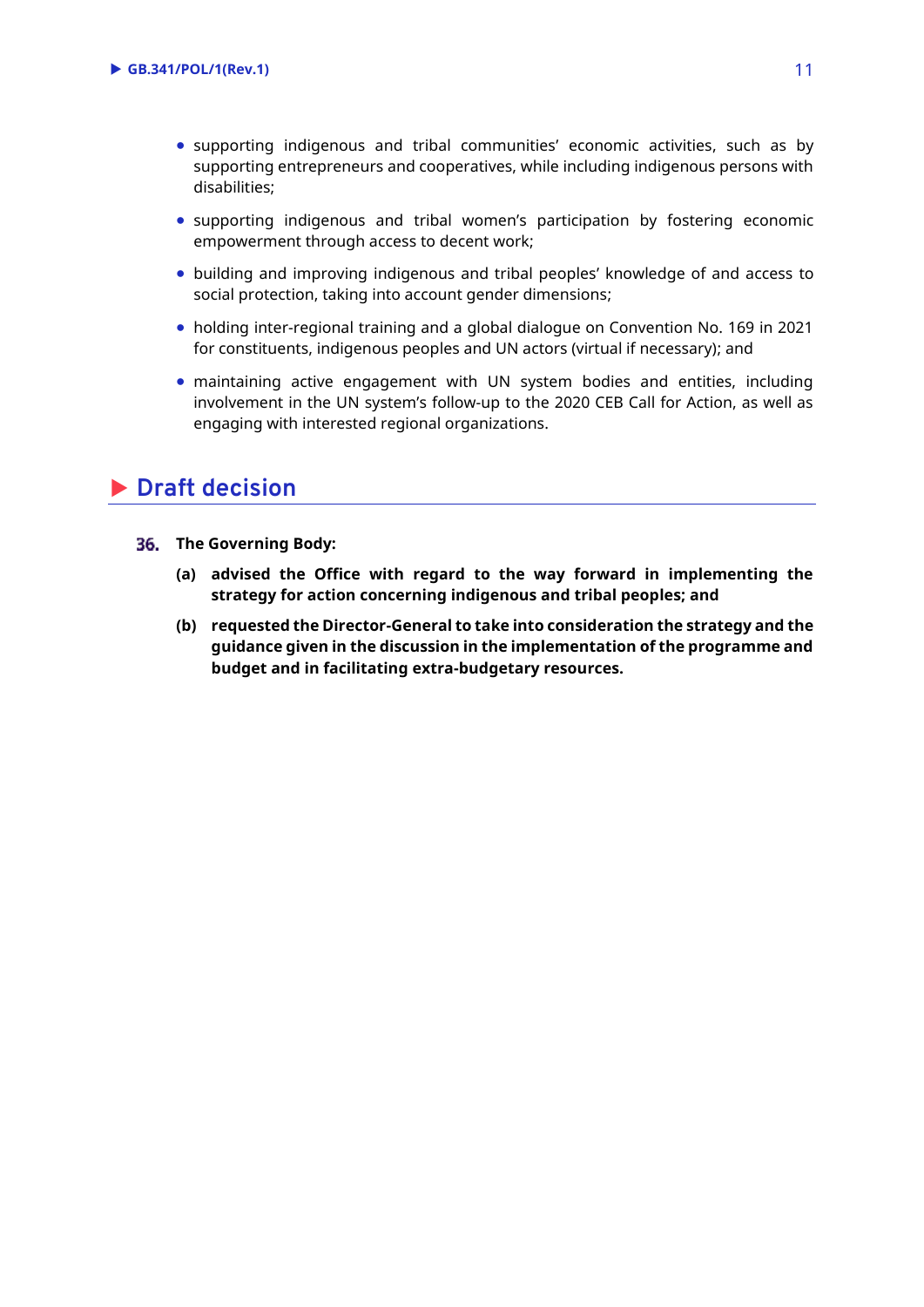- supporting indigenous and tribal communities' economic activities, such as by supporting entrepreneurs and cooperatives, while including indigenous persons with disabilities;
- supporting indigenous and tribal women's participation by fostering economic empowerment through access to decent work;
- building and improving indigenous and tribal peoples' knowledge of and access to social protection, taking into account gender dimensions;
- holding inter-regional training and a global dialogue on Convention No. 169 in 2021 for constituents, indigenous peoples and UN actors (virtual if necessary); and
- maintaining active engagement with UN system bodies and entities, including involvement in the UN system's follow-up to the 2020 CEB Call for Action, as well as engaging with interested regional organizations.

## Draft decision

**36. The Governing Body:**

**(a) advised the Office with regard to the way forward in implementing the strategy for action concerning indigenous and tribal peoples; and**

**(b) requested the Director-General to take into consideration the strategy and the guidance given in the discussion in the implementation of the programme and budget and in facilitating extra-budgetary resources.**